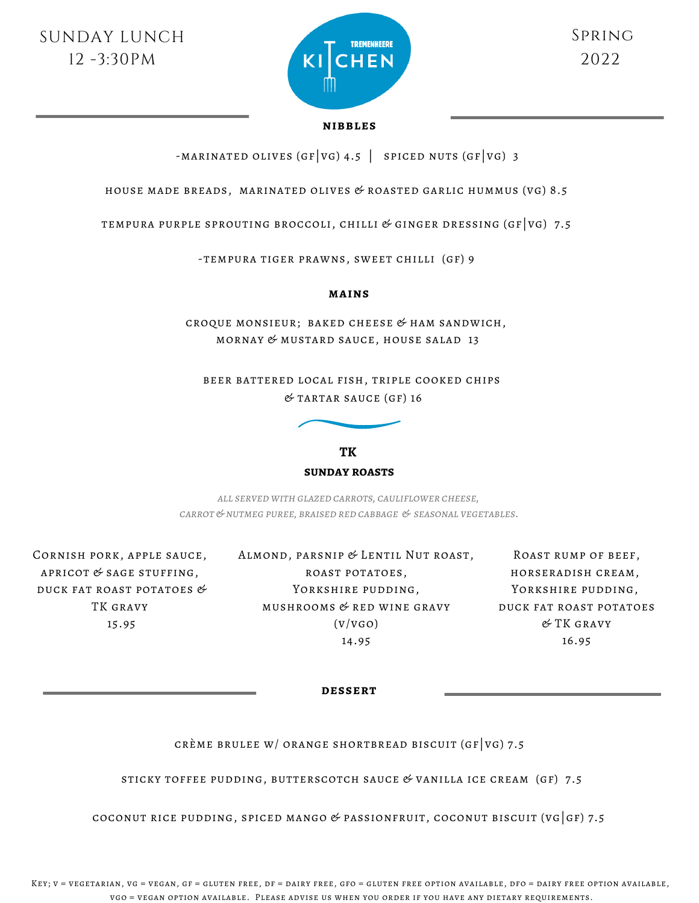Sunday Lunch
12 -3:30pm

Tremenheere Kitchen

Spring
2022

## NIBBLES

-marinated olives (GF|VG) 4.5 | spiced nuts (GF|VG) 3

house made breads, marinated olives & roasted garlic hummus (VG) 8.5

tempura purple sprouting broccoli, chilli & ginger dressing (GF|VG) 7.5

-tempura tiger prawns, sweet chilli (GF) 9

## MAINS

croque monsieur; baked cheese & ham sandwich,
mornay & mustard sauce, house salad 13

beer battered local fish, triple cooked chips
& tartar sauce (GF) 16

## TK
## SUNDAY ROASTS

*All served with glazed carrots, cauliflower cheese,*
*carrot & nutmeg puree, braised red cabbage & seasonal vegetables.*

Cornish pork, apple sauce,
apricot & sage stuffing,
duck fat roast potatoes &
TK gravy
15.95

Almond, parsnip & Lentil Nut roast,
roast potatoes,
Yorkshire pudding,
mushrooms & red wine gravy
(V/VGO)
14.95

Roast rump of beef,
horseradish cream,
Yorkshire pudding,
duck fat roast potatoes
& TK gravy
16.95

## DESSERT

crème brulee w/ orange shortbread biscuit (GF|VG) 7.5

sticky toffee pudding, butterscotch sauce & vanilla ice cream (GF) 7.5

coconut rice pudding, spiced mango & passionfruit, coconut biscuit (VG|GF) 7.5

Key; V = vegetarian, VG = vegan, GF = gluten free, DF = dairy free, GFO = gluten free option available, DFO = dairy free option available, VGO = vegan option available. Please advise us when you order if you have any dietary requirements.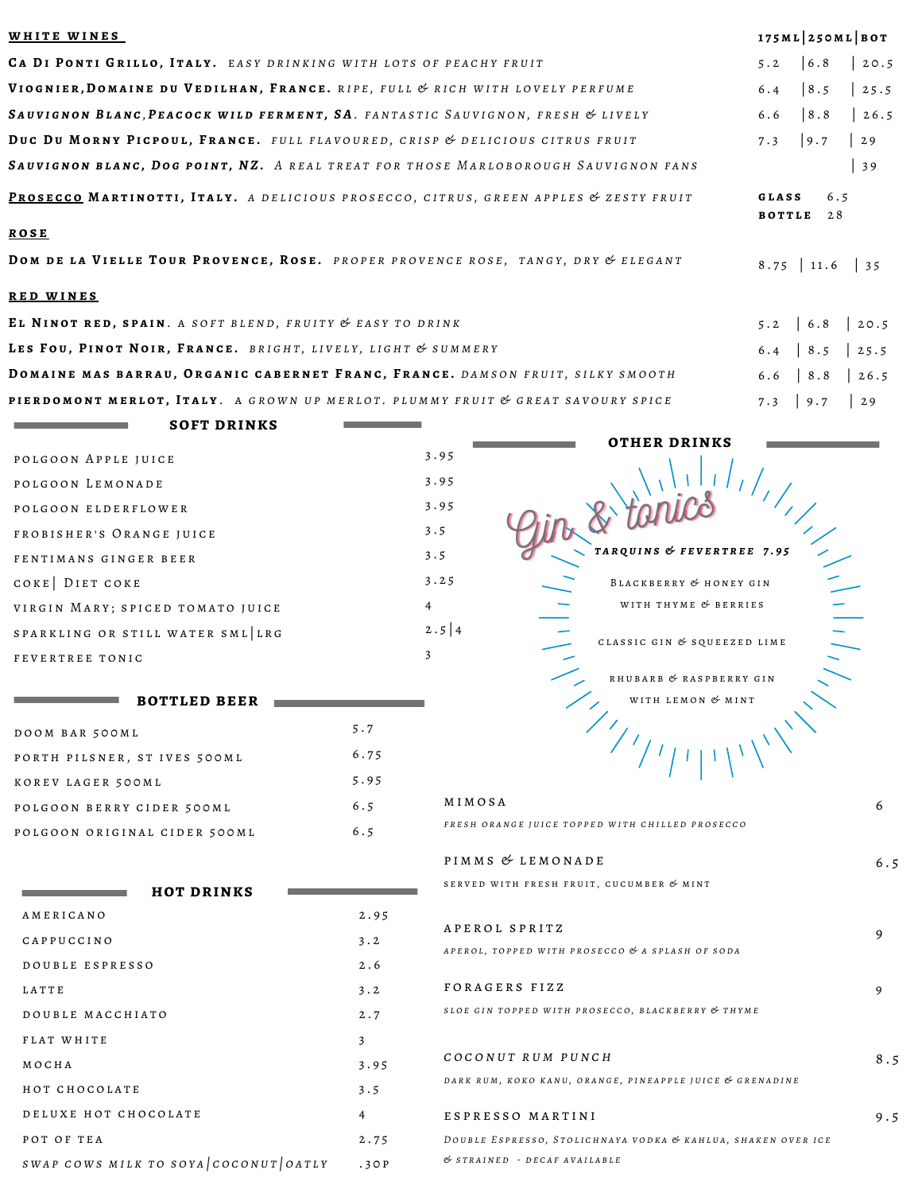## WHITE WINES

| | 175ml | 250ml | bot |
|---|---|---|---|
| **Ca Di Ponti Grillo, Italy.** *Easy drinking with lots of peachy fruit* | 5.2 | 6.8 | 20.5 |
| **Viognier, Domaine du Vedilhan, France.** *Ripe, full & rich with lovely perfume* | 6.4 | 8.5 | 25.5 |
| ***Sauvignon Blanc, Peacock wild ferment, SA.*** *Fantastic Sauvignon, fresh & lively* | 6.6 | 8.8 | 26.5 |
| **Duc Du Morny Picpoul, France.** *Full flavoured, crisp & delicious citrus fruit* | 7.3 | 9.7 | 29 |
| ***Sauvignon blanc, Dog point, NZ.*** *A real treat for those Marloborough Sauvignon fans* | | | 39 |

**Prosecco Martinotti, Italy.** *A delicious prosecco, citrus, green apples & zesty fruit* — Glass 6.5, Bottle 28

## ROSE

| | 175ml | 250ml | bot |
|---|---|---|---|
| **Dom de la Vielle Tour Provence, Rose.** *Proper Provence rose, tangy, dry & elegant* | 8.75 | 11.6 | 35 |

## RED WINES

| | 175ml | 250ml | bot |
|---|---|---|---|
| **El Ninot red, Spain.** *A soft blend, fruity & easy to drink* | 5.2 | 6.8 | 20.5 |
| **Les Fou, Pinot Noir, France.** *Bright, lively, light & summery* | 6.4 | 8.5 | 25.5 |
| **Domaine mas barrau, Organic cabernet Franc, France.** *Damson fruit, silky smooth* | 6.6 | 8.8 | 26.5 |
| **Pierdomont Merlot, Italy.** *A grown up merlot. Plummy fruit & great savoury spice* | 7.3 | 9.7 | 29 |

## SOFT DRINKS

| | |
|---|---|
| Polgoon Apple juice | 3.95 |
| Polgoon Lemonade | 3.95 |
| Polgoon elderflower | 3.95 |
| Frobisher's Orange juice | 3.5 |
| Fentimans ginger beer | 3.5 |
| Coke \| Diet coke | 3.25 |
| Virgin Mary; spiced tomato juice | 4 |
| Sparkling or still water sml\|lrg | 2.5\|4 |
| Fevertree tonic | 3 |

## BOTTLED BEER

| | |
|---|---|
| Doom Bar 500ml | 5.7 |
| Porth Pilsner, St Ives 500ml | 6.75 |
| Korev lager 500ml | 5.95 |
| Polgoon berry cider 500ml | 6.5 |
| Polgoon original cider 500ml | 6.5 |

## HOT DRINKS

| | |
|---|---|
| Americano | 2.95 |
| Cappuccino | 3.2 |
| Double espresso | 2.6 |
| Latte | 3.2 |
| Double macchiato | 2.7 |
| Flat white | 3 |
| Mocha | 3.95 |
| Hot chocolate | 3.5 |
| Deluxe hot chocolate | 4 |
| Pot of tea | 2.75 |
| *Swap cows milk to soya\|coconut\|oatly* | .30p |

## OTHER DRINKS

### Gin & tonics

***Tarquins & Fevertree 7.95***

Blackberry & honey gin with thyme & berries

Classic gin & squeezed lime

Rhubarb & raspberry gin with lemon & mint

| | |
|---|---|
| Mimosa<br>*Fresh orange juice topped with chilled prosecco* | 6 |
| Pimms & lemonade<br>Served with fresh fruit, cucumber & mint | 6.5 |
| Aperol spritz<br>*Aperol, topped with prosecco & a splash of soda* | 9 |
| Foragers fizz<br>*Sloe gin topped with prosecco, blackberry & thyme* | 9 |
| *Coconut rum punch*<br>*Dark rum, koko kanu, orange, pineapple juice & grenadine* | 8.5 |
| Espresso martini<br>*Double Espresso, Stolichnaya vodka & kahlua, shaken over ice & strained - decaf available* | 9.5 |